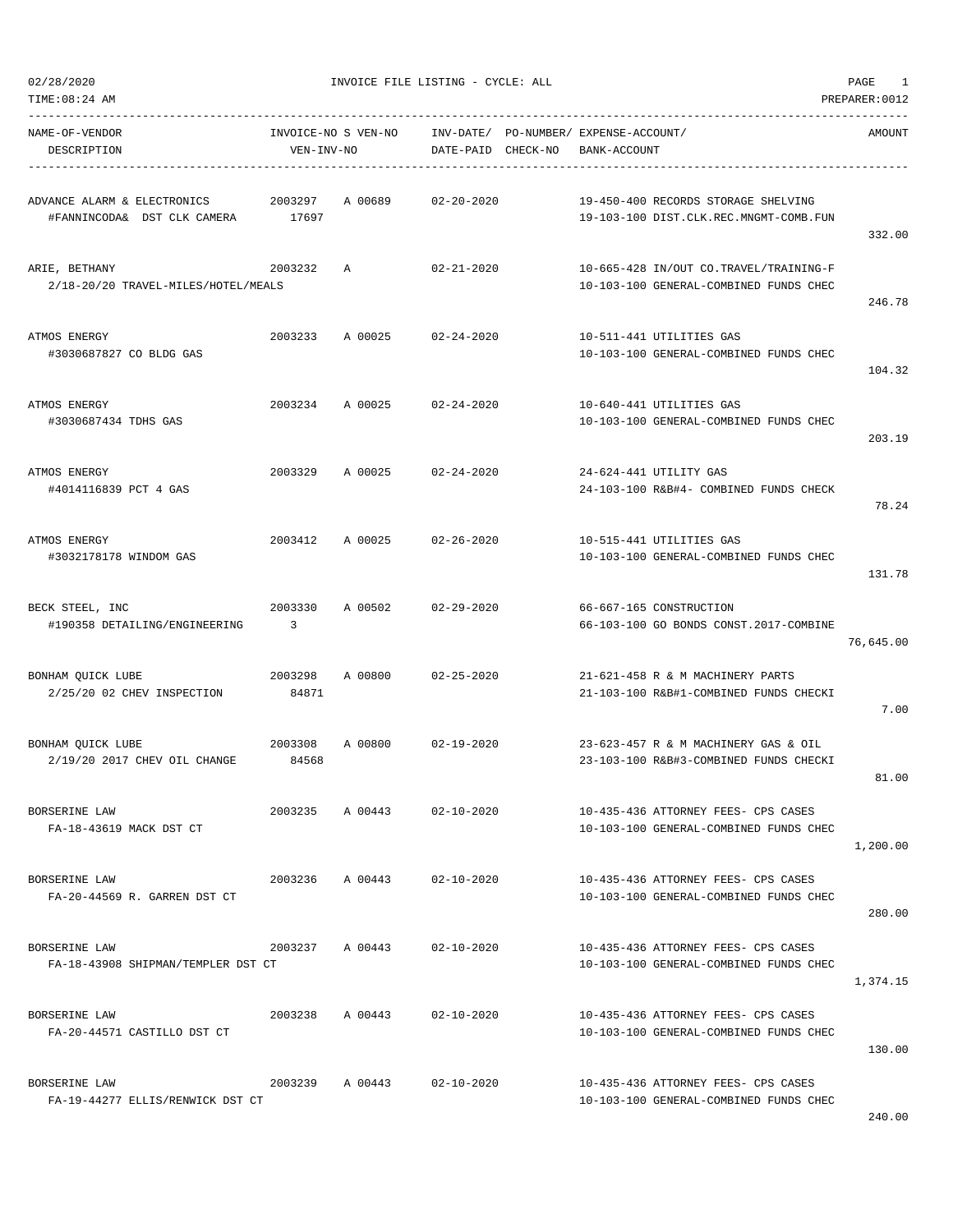INVOICE FILE LISTING - CYCLE: ALL

02/28/2020
TIME:08:24 AM
PREPARER:0012

| NAME-OF-VENDOR<br>DESCRIPTION | INVOICE-NO S VEN-NO<br>VEN-INV-NO | INV-DATE/<br>DATE-PAID | PO-NUMBER/<br>CHECK-NO | EXPENSE-ACCOUNT/<br>BANK-ACCOUNT | AMOUNT |
|---|---|---|---|---|---|
| ADVANCE ALARM & ELECTRONICS<br>#FANNINCODA& DST CLK CAMERA | 2003297 A 00689<br>17697 | 02-20-2020 | | 19-450-400 RECORDS STORAGE SHELVING<br>19-103-100 DIST.CLK.REC.MNGMT-COMB.FUN | 332.00 |
| ARIE, BETHANY<br>2/18-20/20 TRAVEL-MILES/HOTEL/MEALS | 2003232 A | 02-21-2020 | | 10-665-428 IN/OUT CO.TRAVEL/TRAINING-F<br>10-103-100 GENERAL-COMBINED FUNDS CHEC | 246.78 |
| ATMOS ENERGY<br>#3030687827 CO BLDG GAS | 2003233 A 00025 | 02-24-2020 | | 10-511-441 UTILITIES GAS<br>10-103-100 GENERAL-COMBINED FUNDS CHEC | 104.32 |
| ATMOS ENERGY<br>#3030687434 TDHS GAS | 2003234 A 00025 | 02-24-2020 | | 10-640-441 UTILITIES GAS<br>10-103-100 GENERAL-COMBINED FUNDS CHEC | 203.19 |
| ATMOS ENERGY<br>#4014116839 PCT 4 GAS | 2003329 A 00025 | 02-24-2020 | | 24-624-441 UTILITY GAS<br>24-103-100 R&B#4- COMBINED FUNDS CHECK | 78.24 |
| ATMOS ENERGY<br>#3032178178 WINDOM GAS | 2003412 A 00025 | 02-26-2020 | | 10-515-441 UTILITIES GAS<br>10-103-100 GENERAL-COMBINED FUNDS CHEC | 131.78 |
| BECK STEEL, INC<br>#190358 DETAILING/ENGINEERING | 2003330 A 00502<br>3 | 02-29-2020 | | 66-667-165 CONSTRUCTION<br>66-103-100 GO BONDS CONST.2017-COMBINE | 76,645.00 |
| BONHAM QUICK LUBE<br>2/25/20 02 CHEV INSPECTION | 2003298 A 00800<br>84871 | 02-25-2020 | | 21-621-458 R & M MACHINERY PARTS<br>21-103-100 R&B#1-COMBINED FUNDS CHECKI | 7.00 |
| BONHAM QUICK LUBE<br>2/19/20 2017 CHEV OIL CHANGE | 2003308 A 00800<br>84568 | 02-19-2020 | | 23-623-457 R & M MACHINERY GAS & OIL<br>23-103-100 R&B#3-COMBINED FUNDS CHECKI | 81.00 |
| BORSERINE LAW<br>FA-18-43619 MACK DST CT | 2003235 A 00443 | 02-10-2020 | | 10-435-436 ATTORNEY FEES- CPS CASES<br>10-103-100 GENERAL-COMBINED FUNDS CHEC | 1,200.00 |
| BORSERINE LAW<br>FA-20-44569 R. GARREN DST CT | 2003236 A 00443 | 02-10-2020 | | 10-435-436 ATTORNEY FEES- CPS CASES<br>10-103-100 GENERAL-COMBINED FUNDS CHEC | 280.00 |
| BORSERINE LAW<br>FA-18-43908 SHIPMAN/TEMPLER DST CT | 2003237 A 00443 | 02-10-2020 | | 10-435-436 ATTORNEY FEES- CPS CASES<br>10-103-100 GENERAL-COMBINED FUNDS CHEC | 1,374.15 |
| BORSERINE LAW<br>FA-20-44571 CASTILLO DST CT | 2003238 A 00443 | 02-10-2020 | | 10-435-436 ATTORNEY FEES- CPS CASES<br>10-103-100 GENERAL-COMBINED FUNDS CHEC | 130.00 |
| BORSERINE LAW<br>FA-19-44277 ELLIS/RENWICK DST CT | 2003239 A 00443 | 02-10-2020 | | 10-435-436 ATTORNEY FEES- CPS CASES<br>10-103-100 GENERAL-COMBINED FUNDS CHEC | 240.00 |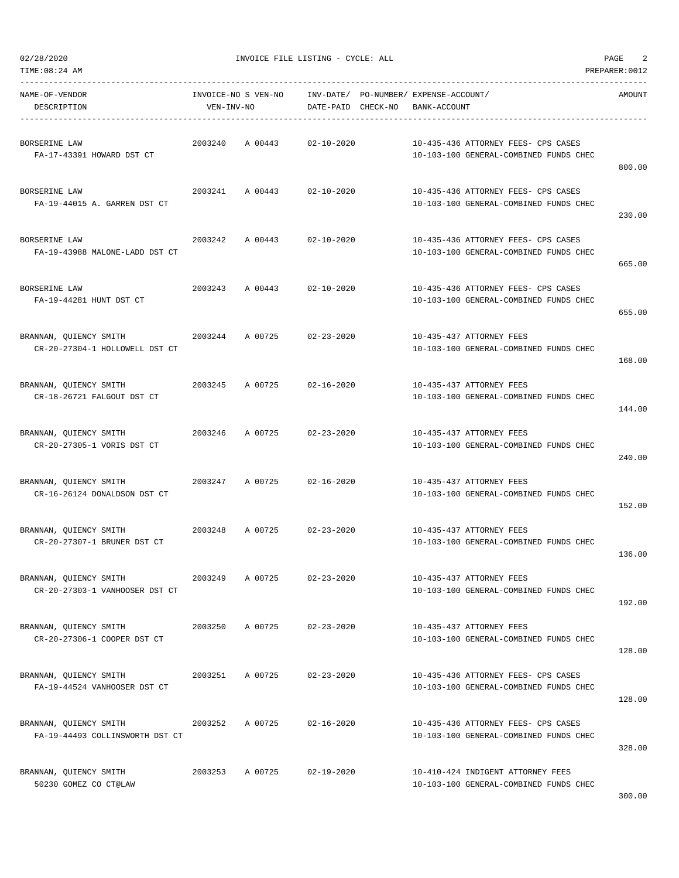02/28/2020 INVOICE FILE LISTING - CYCLE: ALL

TIME:08:24 AM PREPARER:0012

| NAME-OF-VENDOR / DESCRIPTION | INVOICE-NO | S VEN-NO / VEN-INV-NO | INV-DATE/ DATE-PAID | PO-NUMBER/ CHECK-NO | EXPENSE-ACCOUNT/ BANK-ACCOUNT | AMOUNT |
|---|---|---|---|---|---|---|
| BORSERINE LAW<br>FA-17-43391 HOWARD DST CT | 2003240 | A 00443 | 02-10-2020 | | 10-435-436 ATTORNEY FEES- CPS CASES<br>10-103-100 GENERAL-COMBINED FUNDS CHEC | 800.00 |
| BORSERINE LAW<br>FA-19-44015 A. GARREN DST CT | 2003241 | A 00443 | 02-10-2020 | | 10-435-436 ATTORNEY FEES- CPS CASES<br>10-103-100 GENERAL-COMBINED FUNDS CHEC | 230.00 |
| BORSERINE LAW<br>FA-19-43988 MALONE-LADD DST CT | 2003242 | A 00443 | 02-10-2020 | | 10-435-436 ATTORNEY FEES- CPS CASES<br>10-103-100 GENERAL-COMBINED FUNDS CHEC | 665.00 |
| BORSERINE LAW<br>FA-19-44281 HUNT DST CT | 2003243 | A 00443 | 02-10-2020 | | 10-435-436 ATTORNEY FEES- CPS CASES<br>10-103-100 GENERAL-COMBINED FUNDS CHEC | 655.00 |
| BRANNAN, QUIENCY SMITH<br>CR-20-27304-1 HOLLOWELL DST CT | 2003244 | A 00725 | 02-23-2020 | | 10-435-437 ATTORNEY FEES<br>10-103-100 GENERAL-COMBINED FUNDS CHEC | 168.00 |
| BRANNAN, QUIENCY SMITH<br>CR-18-26721 FALGOUT DST CT | 2003245 | A 00725 | 02-16-2020 | | 10-435-437 ATTORNEY FEES<br>10-103-100 GENERAL-COMBINED FUNDS CHEC | 144.00 |
| BRANNAN, QUIENCY SMITH<br>CR-20-27305-1 VORIS DST CT | 2003246 | A 00725 | 02-23-2020 | | 10-435-437 ATTORNEY FEES<br>10-103-100 GENERAL-COMBINED FUNDS CHEC | 240.00 |
| BRANNAN, QUIENCY SMITH<br>CR-16-26124 DONALDSON DST CT | 2003247 | A 00725 | 02-16-2020 | | 10-435-437 ATTORNEY FEES<br>10-103-100 GENERAL-COMBINED FUNDS CHEC | 152.00 |
| BRANNAN, QUIENCY SMITH<br>CR-20-27307-1 BRUNER DST CT | 2003248 | A 00725 | 02-23-2020 | | 10-435-437 ATTORNEY FEES<br>10-103-100 GENERAL-COMBINED FUNDS CHEC | 136.00 |
| BRANNAN, QUIENCY SMITH<br>CR-20-27303-1 VANHOOSER DST CT | 2003249 | A 00725 | 02-23-2020 | | 10-435-437 ATTORNEY FEES<br>10-103-100 GENERAL-COMBINED FUNDS CHEC | 192.00 |
| BRANNAN, QUIENCY SMITH<br>CR-20-27306-1 COOPER DST CT | 2003250 | A 00725 | 02-23-2020 | | 10-435-437 ATTORNEY FEES<br>10-103-100 GENERAL-COMBINED FUNDS CHEC | 128.00 |
| BRANNAN, QUIENCY SMITH<br>FA-19-44524 VANHOOSER DST CT | 2003251 | A 00725 | 02-23-2020 | | 10-435-436 ATTORNEY FEES- CPS CASES<br>10-103-100 GENERAL-COMBINED FUNDS CHEC | 128.00 |
| BRANNAN, QUIENCY SMITH<br>FA-19-44493 COLLINSWORTH DST CT | 2003252 | A 00725 | 02-16-2020 | | 10-435-436 ATTORNEY FEES- CPS CASES<br>10-103-100 GENERAL-COMBINED FUNDS CHEC | 328.00 |
| BRANNAN, QUIENCY SMITH<br>50230 GOMEZ CO CT@LAW | 2003253 | A 00725 | 02-19-2020 | | 10-410-424 INDIGENT ATTORNEY FEES<br>10-103-100 GENERAL-COMBINED FUNDS CHEC | 300.00 |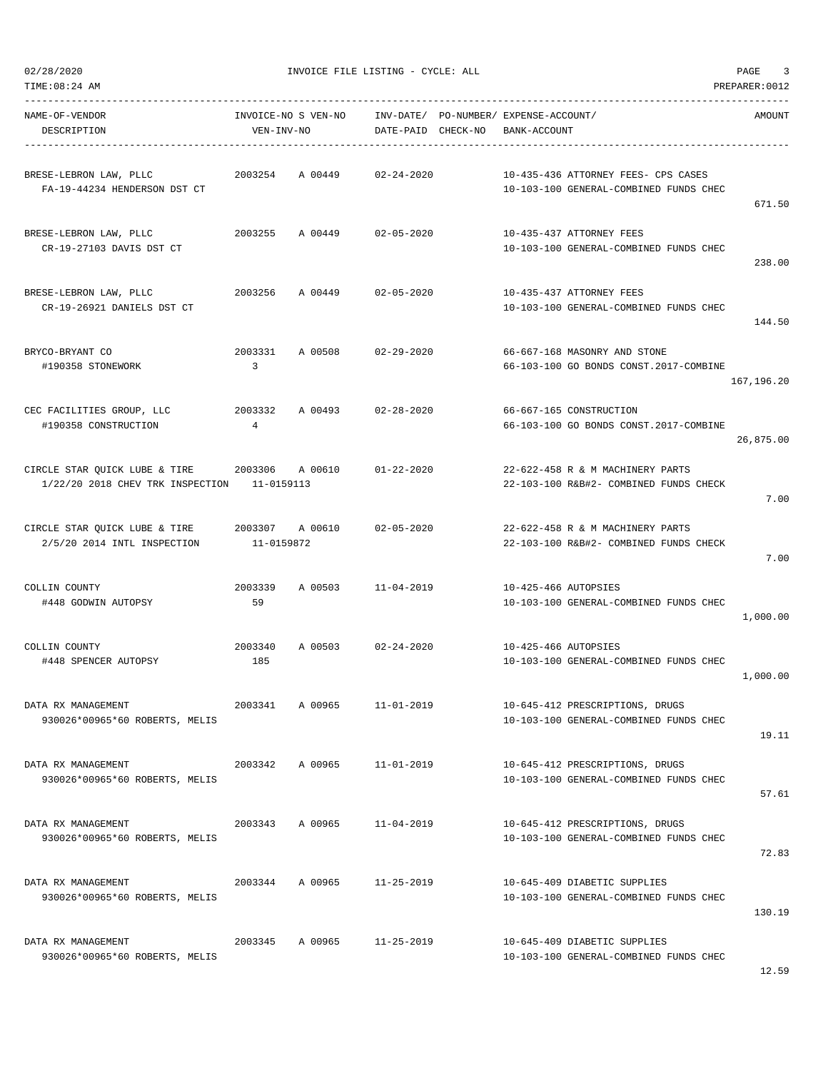02/28/2020 INVOICE FILE LISTING - CYCLE: ALL

TIME:08:24 AM PREPARER:0012

| NAME-OF-VENDOR / DESCRIPTION | INVOICE-NO | S VEN-NO / VEN-INV-NO | INV-DATE/ DATE-PAID | PO-NUMBER/ CHECK-NO | EXPENSE-ACCOUNT/ BANK-ACCOUNT | AMOUNT |
|---|---|---|---|---|---|---|
| BRESE-LEBRON LAW, PLLC<br>FA-19-44234 HENDERSON DST CT | 2003254 | A 00449 | 02-24-2020 | | 10-435-436 ATTORNEY FEES- CPS CASES<br>10-103-100 GENERAL-COMBINED FUNDS CHEC | 671.50 |
| BRESE-LEBRON LAW, PLLC<br>CR-19-27103 DAVIS DST CT | 2003255 | A 00449 | 02-05-2020 | | 10-435-437 ATTORNEY FEES<br>10-103-100 GENERAL-COMBINED FUNDS CHEC | 238.00 |
| BRESE-LEBRON LAW, PLLC<br>CR-19-26921 DANIELS DST CT | 2003256 | A 00449 | 02-05-2020 | | 10-435-437 ATTORNEY FEES<br>10-103-100 GENERAL-COMBINED FUNDS CHEC | 144.50 |
| BRYCO-BRYANT CO<br>#190358 STONEWORK | 2003331 | A 00508<br>3 | 02-29-2020 | | 66-667-168 MASONRY AND STONE<br>66-103-100 GO BONDS CONST.2017-COMBINE | 167,196.20 |
| CEC FACILITIES GROUP, LLC<br>#190358 CONSTRUCTION | 2003332 | A 00493<br>4 | 02-28-2020 | | 66-667-165 CONSTRUCTION<br>66-103-100 GO BONDS CONST.2017-COMBINE | 26,875.00 |
| CIRCLE STAR QUICK LUBE & TIRE<br>1/22/20 2018 CHEV TRK INSPECTION | 2003306 | A 00610<br>11-0159113 | 01-22-2020 | | 22-622-458 R & M MACHINERY PARTS<br>22-103-100 R&B#2- COMBINED FUNDS CHECK | 7.00 |
| CIRCLE STAR QUICK LUBE & TIRE<br>2/5/20 2014 INTL INSPECTION | 2003307 | A 00610<br>11-0159872 | 02-05-2020 | | 22-622-458 R & M MACHINERY PARTS<br>22-103-100 R&B#2- COMBINED FUNDS CHECK | 7.00 |
| COLLIN COUNTY<br>#448 GODWIN AUTOPSY | 2003339 | A 00503<br>59 | 11-04-2019 | | 10-425-466 AUTOPSIES<br>10-103-100 GENERAL-COMBINED FUNDS CHEC | 1,000.00 |
| COLLIN COUNTY<br>#448 SPENCER AUTOPSY | 2003340 | A 00503<br>185 | 02-24-2020 | | 10-425-466 AUTOPSIES<br>10-103-100 GENERAL-COMBINED FUNDS CHEC | 1,000.00 |
| DATA RX MANAGEMENT<br>930026*00965*60 ROBERTS, MELIS | 2003341 | A 00965 | 11-01-2019 | | 10-645-412 PRESCRIPTIONS, DRUGS<br>10-103-100 GENERAL-COMBINED FUNDS CHEC | 19.11 |
| DATA RX MANAGEMENT<br>930026*00965*60 ROBERTS, MELIS | 2003342 | A 00965 | 11-01-2019 | | 10-645-412 PRESCRIPTIONS, DRUGS<br>10-103-100 GENERAL-COMBINED FUNDS CHEC | 57.61 |
| DATA RX MANAGEMENT<br>930026*00965*60 ROBERTS, MELIS | 2003343 | A 00965 | 11-04-2019 | | 10-645-412 PRESCRIPTIONS, DRUGS<br>10-103-100 GENERAL-COMBINED FUNDS CHEC | 72.83 |
| DATA RX MANAGEMENT<br>930026*00965*60 ROBERTS, MELIS | 2003344 | A 00965 | 11-25-2019 | | 10-645-409 DIABETIC SUPPLIES<br>10-103-100 GENERAL-COMBINED FUNDS CHEC | 130.19 |
| DATA RX MANAGEMENT<br>930026*00965*60 ROBERTS, MELIS | 2003345 | A 00965 | 11-25-2019 | | 10-645-409 DIABETIC SUPPLIES<br>10-103-100 GENERAL-COMBINED FUNDS CHEC | 12.59 |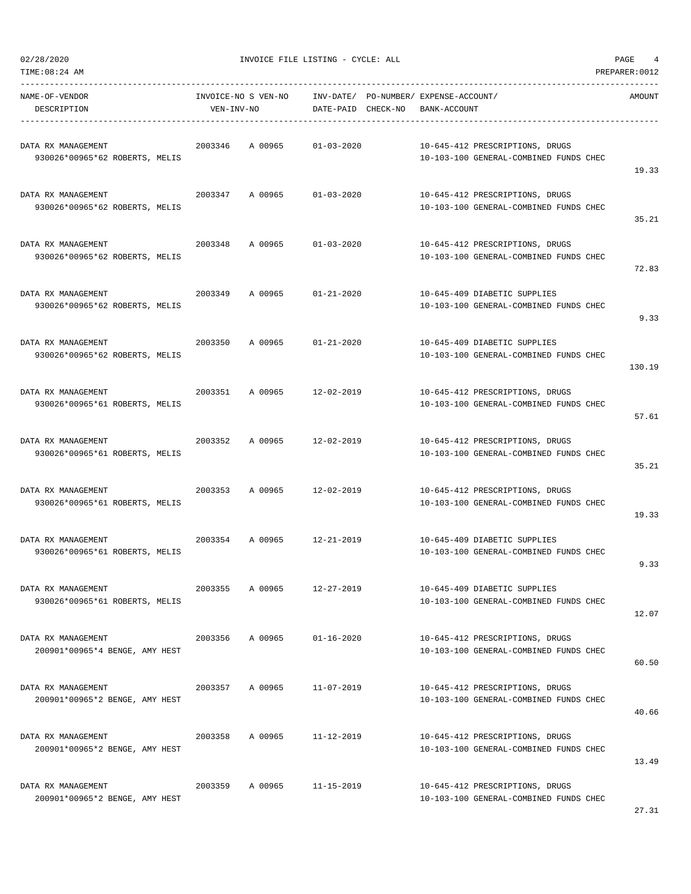INVOICE FILE LISTING - CYCLE: ALL

| NAME-OF-VENDOR / DESCRIPTION | INVOICE-NO | S VEN-NO / VEN-INV-NO | INV-DATE/ DATE-PAID | PO-NUMBER/ CHECK-NO | EXPENSE-ACCOUNT/ BANK-ACCOUNT | AMOUNT |
|---|---|---|---|---|---|---|
| DATA RX MANAGEMENT<br>930026*00965*62 ROBERTS, MELIS | 2003346 | A 00965 | 01-03-2020 | | 10-645-412 PRESCRIPTIONS, DRUGS<br>10-103-100 GENERAL-COMBINED FUNDS CHEC | 19.33 |
| DATA RX MANAGEMENT<br>930026*00965*62 ROBERTS, MELIS | 2003347 | A 00965 | 01-03-2020 | | 10-645-412 PRESCRIPTIONS, DRUGS<br>10-103-100 GENERAL-COMBINED FUNDS CHEC | 35.21 |
| DATA RX MANAGEMENT<br>930026*00965*62 ROBERTS, MELIS | 2003348 | A 00965 | 01-03-2020 | | 10-645-412 PRESCRIPTIONS, DRUGS<br>10-103-100 GENERAL-COMBINED FUNDS CHEC | 72.83 |
| DATA RX MANAGEMENT<br>930026*00965*62 ROBERTS, MELIS | 2003349 | A 00965 | 01-21-2020 | | 10-645-409 DIABETIC SUPPLIES<br>10-103-100 GENERAL-COMBINED FUNDS CHEC | 9.33 |
| DATA RX MANAGEMENT<br>930026*00965*62 ROBERTS, MELIS | 2003350 | A 00965 | 01-21-2020 | | 10-645-409 DIABETIC SUPPLIES<br>10-103-100 GENERAL-COMBINED FUNDS CHEC | 130.19 |
| DATA RX MANAGEMENT<br>930026*00965*61 ROBERTS, MELIS | 2003351 | A 00965 | 12-02-2019 | | 10-645-412 PRESCRIPTIONS, DRUGS<br>10-103-100 GENERAL-COMBINED FUNDS CHEC | 57.61 |
| DATA RX MANAGEMENT<br>930026*00965*61 ROBERTS, MELIS | 2003352 | A 00965 | 12-02-2019 | | 10-645-412 PRESCRIPTIONS, DRUGS<br>10-103-100 GENERAL-COMBINED FUNDS CHEC | 35.21 |
| DATA RX MANAGEMENT<br>930026*00965*61 ROBERTS, MELIS | 2003353 | A 00965 | 12-02-2019 | | 10-645-412 PRESCRIPTIONS, DRUGS<br>10-103-100 GENERAL-COMBINED FUNDS CHEC | 19.33 |
| DATA RX MANAGEMENT<br>930026*00965*61 ROBERTS, MELIS | 2003354 | A 00965 | 12-21-2019 | | 10-645-409 DIABETIC SUPPLIES<br>10-103-100 GENERAL-COMBINED FUNDS CHEC | 9.33 |
| DATA RX MANAGEMENT<br>930026*00965*61 ROBERTS, MELIS | 2003355 | A 00965 | 12-27-2019 | | 10-645-409 DIABETIC SUPPLIES<br>10-103-100 GENERAL-COMBINED FUNDS CHEC | 12.07 |
| DATA RX MANAGEMENT<br>200901*00965*4 BENGE, AMY HEST | 2003356 | A 00965 | 01-16-2020 | | 10-645-412 PRESCRIPTIONS, DRUGS<br>10-103-100 GENERAL-COMBINED FUNDS CHEC | 60.50 |
| DATA RX MANAGEMENT<br>200901*00965*2 BENGE, AMY HEST | 2003357 | A 00965 | 11-07-2019 | | 10-645-412 PRESCRIPTIONS, DRUGS<br>10-103-100 GENERAL-COMBINED FUNDS CHEC | 40.66 |
| DATA RX MANAGEMENT<br>200901*00965*2 BENGE, AMY HEST | 2003358 | A 00965 | 11-12-2019 | | 10-645-412 PRESCRIPTIONS, DRUGS<br>10-103-100 GENERAL-COMBINED FUNDS CHEC | 13.49 |
| DATA RX MANAGEMENT<br>200901*00965*2 BENGE, AMY HEST | 2003359 | A 00965 | 11-15-2019 | | 10-645-412 PRESCRIPTIONS, DRUGS<br>10-103-100 GENERAL-COMBINED FUNDS CHEC | 27.31 |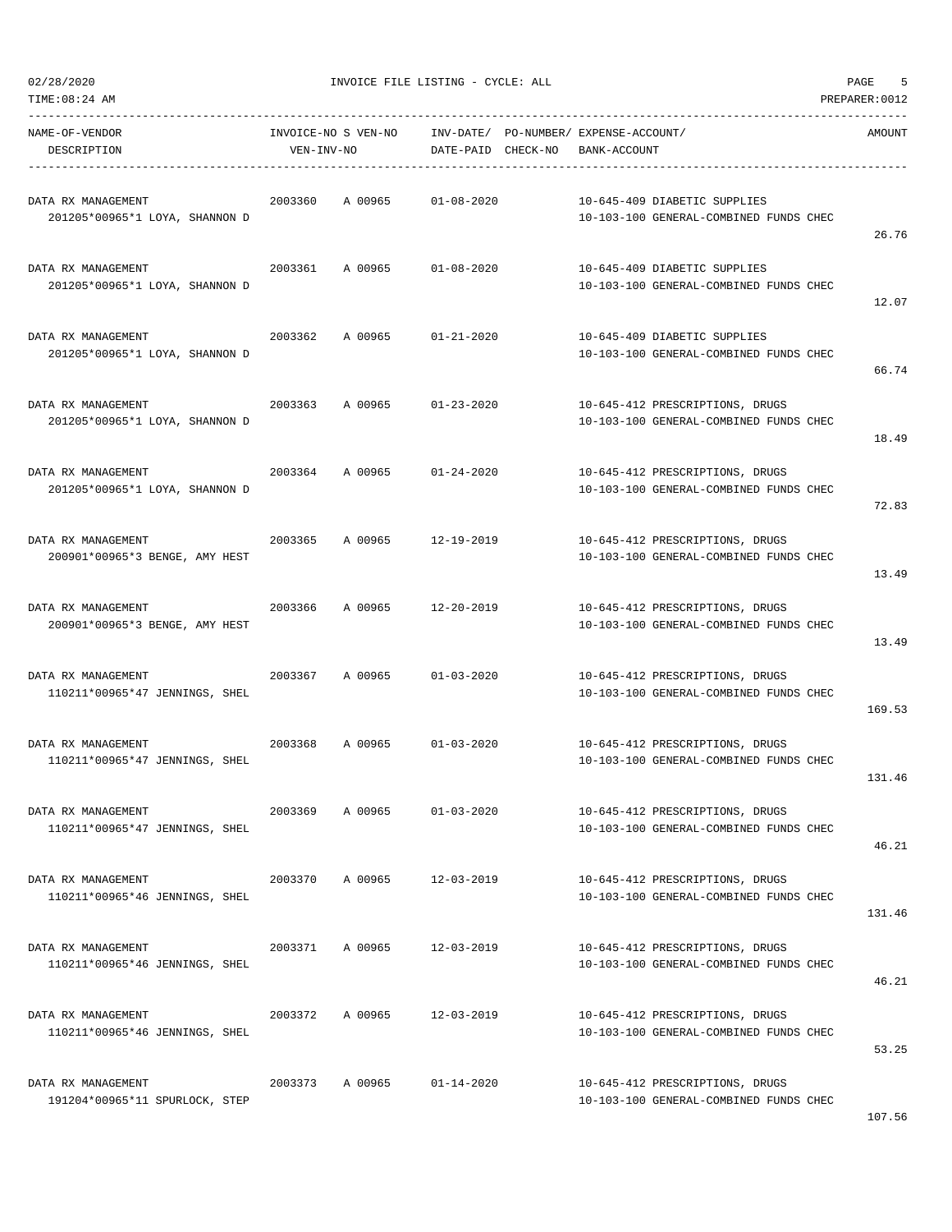INVOICE FILE LISTING - CYCLE: ALL

02/28/2020
TIME:08:24 AM
PREPARER:0012

| NAME-OF-VENDOR / DESCRIPTION | INVOICE-NO | S VEN-NO / VEN-INV-NO | INV-DATE/ DATE-PAID | PO-NUMBER/ CHECK-NO | EXPENSE-ACCOUNT/ BANK-ACCOUNT | AMOUNT |
|---|---|---|---|---|---|---|
| DATA RX MANAGEMENT<br>201205*00965*1 LOYA, SHANNON D | 2003360 | A 00965 | 01-08-2020 | | 10-645-409 DIABETIC SUPPLIES<br>10-103-100 GENERAL-COMBINED FUNDS CHEC | 26.76 |
| DATA RX MANAGEMENT<br>201205*00965*1 LOYA, SHANNON D | 2003361 | A 00965 | 01-08-2020 | | 10-645-409 DIABETIC SUPPLIES<br>10-103-100 GENERAL-COMBINED FUNDS CHEC | 12.07 |
| DATA RX MANAGEMENT<br>201205*00965*1 LOYA, SHANNON D | 2003362 | A 00965 | 01-21-2020 | | 10-645-409 DIABETIC SUPPLIES<br>10-103-100 GENERAL-COMBINED FUNDS CHEC | 66.74 |
| DATA RX MANAGEMENT<br>201205*00965*1 LOYA, SHANNON D | 2003363 | A 00965 | 01-23-2020 | | 10-645-412 PRESCRIPTIONS, DRUGS<br>10-103-100 GENERAL-COMBINED FUNDS CHEC | 18.49 |
| DATA RX MANAGEMENT<br>201205*00965*1 LOYA, SHANNON D | 2003364 | A 00965 | 01-24-2020 | | 10-645-412 PRESCRIPTIONS, DRUGS<br>10-103-100 GENERAL-COMBINED FUNDS CHEC | 72.83 |
| DATA RX MANAGEMENT<br>200901*00965*3 BENGE, AMY HEST | 2003365 | A 00965 | 12-19-2019 | | 10-645-412 PRESCRIPTIONS, DRUGS<br>10-103-100 GENERAL-COMBINED FUNDS CHEC | 13.49 |
| DATA RX MANAGEMENT<br>200901*00965*3 BENGE, AMY HEST | 2003366 | A 00965 | 12-20-2019 | | 10-645-412 PRESCRIPTIONS, DRUGS<br>10-103-100 GENERAL-COMBINED FUNDS CHEC | 13.49 |
| DATA RX MANAGEMENT<br>110211*00965*47 JENNINGS, SHEL | 2003367 | A 00965 | 01-03-2020 | | 10-645-412 PRESCRIPTIONS, DRUGS<br>10-103-100 GENERAL-COMBINED FUNDS CHEC | 169.53 |
| DATA RX MANAGEMENT<br>110211*00965*47 JENNINGS, SHEL | 2003368 | A 00965 | 01-03-2020 | | 10-645-412 PRESCRIPTIONS, DRUGS<br>10-103-100 GENERAL-COMBINED FUNDS CHEC | 131.46 |
| DATA RX MANAGEMENT<br>110211*00965*47 JENNINGS, SHEL | 2003369 | A 00965 | 01-03-2020 | | 10-645-412 PRESCRIPTIONS, DRUGS<br>10-103-100 GENERAL-COMBINED FUNDS CHEC | 46.21 |
| DATA RX MANAGEMENT<br>110211*00965*46 JENNINGS, SHEL | 2003370 | A 00965 | 12-03-2019 | | 10-645-412 PRESCRIPTIONS, DRUGS<br>10-103-100 GENERAL-COMBINED FUNDS CHEC | 131.46 |
| DATA RX MANAGEMENT<br>110211*00965*46 JENNINGS, SHEL | 2003371 | A 00965 | 12-03-2019 | | 10-645-412 PRESCRIPTIONS, DRUGS<br>10-103-100 GENERAL-COMBINED FUNDS CHEC | 46.21 |
| DATA RX MANAGEMENT<br>110211*00965*46 JENNINGS, SHEL | 2003372 | A 00965 | 12-03-2019 | | 10-645-412 PRESCRIPTIONS, DRUGS<br>10-103-100 GENERAL-COMBINED FUNDS CHEC | 53.25 |
| DATA RX MANAGEMENT<br>191204*00965*11 SPURLOCK, STEP | 2003373 | A 00965 | 01-14-2020 | | 10-645-412 PRESCRIPTIONS, DRUGS<br>10-103-100 GENERAL-COMBINED FUNDS CHEC | 107.56 |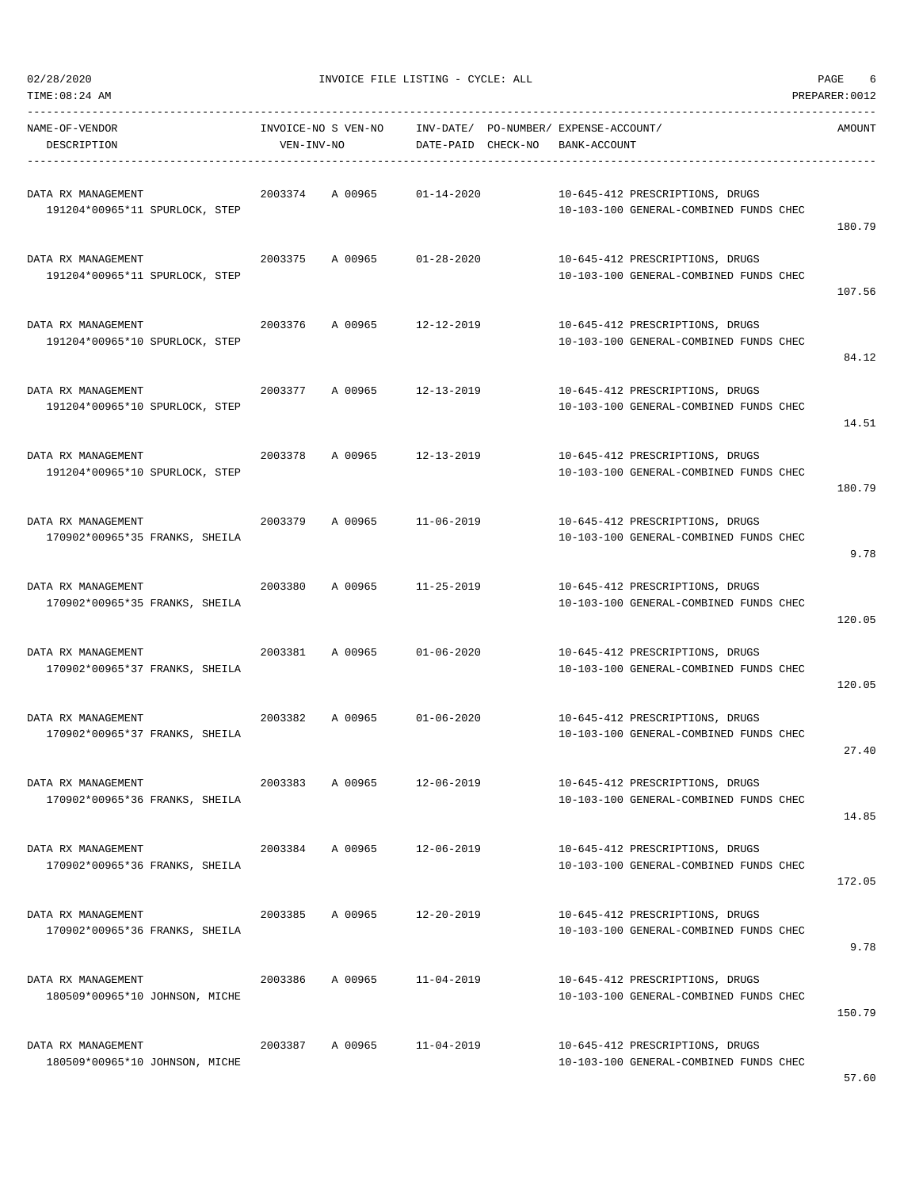INVOICE FILE LISTING - CYCLE: ALL

| NAME-OF-VENDOR / DESCRIPTION | INVOICE-NO | S VEN-NO / VEN-INV-NO | INV-DATE/ DATE-PAID | PO-NUMBER/ CHECK-NO | EXPENSE-ACCOUNT/ BANK-ACCOUNT | AMOUNT |
|---|---|---|---|---|---|---|
| DATA RX MANAGEMENT<br>191204*00965*11 SPURLOCK, STEP | 2003374 | A 00965 | 01-14-2020 | | 10-645-412 PRESCRIPTIONS, DRUGS<br>10-103-100 GENERAL-COMBINED FUNDS CHEC | 180.79 |
| DATA RX MANAGEMENT<br>191204*00965*11 SPURLOCK, STEP | 2003375 | A 00965 | 01-28-2020 | | 10-645-412 PRESCRIPTIONS, DRUGS<br>10-103-100 GENERAL-COMBINED FUNDS CHEC | 107.56 |
| DATA RX MANAGEMENT<br>191204*00965*10 SPURLOCK, STEP | 2003376 | A 00965 | 12-12-2019 | | 10-645-412 PRESCRIPTIONS, DRUGS<br>10-103-100 GENERAL-COMBINED FUNDS CHEC | 84.12 |
| DATA RX MANAGEMENT<br>191204*00965*10 SPURLOCK, STEP | 2003377 | A 00965 | 12-13-2019 | | 10-645-412 PRESCRIPTIONS, DRUGS<br>10-103-100 GENERAL-COMBINED FUNDS CHEC | 14.51 |
| DATA RX MANAGEMENT<br>191204*00965*10 SPURLOCK, STEP | 2003378 | A 00965 | 12-13-2019 | | 10-645-412 PRESCRIPTIONS, DRUGS<br>10-103-100 GENERAL-COMBINED FUNDS CHEC | 180.79 |
| DATA RX MANAGEMENT<br>170902*00965*35 FRANKS, SHEILA | 2003379 | A 00965 | 11-06-2019 | | 10-645-412 PRESCRIPTIONS, DRUGS<br>10-103-100 GENERAL-COMBINED FUNDS CHEC | 9.78 |
| DATA RX MANAGEMENT<br>170902*00965*35 FRANKS, SHEILA | 2003380 | A 00965 | 11-25-2019 | | 10-645-412 PRESCRIPTIONS, DRUGS<br>10-103-100 GENERAL-COMBINED FUNDS CHEC | 120.05 |
| DATA RX MANAGEMENT<br>170902*00965*37 FRANKS, SHEILA | 2003381 | A 00965 | 01-06-2020 | | 10-645-412 PRESCRIPTIONS, DRUGS<br>10-103-100 GENERAL-COMBINED FUNDS CHEC | 120.05 |
| DATA RX MANAGEMENT<br>170902*00965*37 FRANKS, SHEILA | 2003382 | A 00965 | 01-06-2020 | | 10-645-412 PRESCRIPTIONS, DRUGS<br>10-103-100 GENERAL-COMBINED FUNDS CHEC | 27.40 |
| DATA RX MANAGEMENT<br>170902*00965*36 FRANKS, SHEILA | 2003383 | A 00965 | 12-06-2019 | | 10-645-412 PRESCRIPTIONS, DRUGS<br>10-103-100 GENERAL-COMBINED FUNDS CHEC | 14.85 |
| DATA RX MANAGEMENT<br>170902*00965*36 FRANKS, SHEILA | 2003384 | A 00965 | 12-06-2019 | | 10-645-412 PRESCRIPTIONS, DRUGS<br>10-103-100 GENERAL-COMBINED FUNDS CHEC | 172.05 |
| DATA RX MANAGEMENT<br>170902*00965*36 FRANKS, SHEILA | 2003385 | A 00965 | 12-20-2019 | | 10-645-412 PRESCRIPTIONS, DRUGS<br>10-103-100 GENERAL-COMBINED FUNDS CHEC | 9.78 |
| DATA RX MANAGEMENT<br>180509*00965*10 JOHNSON, MICHE | 2003386 | A 00965 | 11-04-2019 | | 10-645-412 PRESCRIPTIONS, DRUGS<br>10-103-100 GENERAL-COMBINED FUNDS CHEC | 150.79 |
| DATA RX MANAGEMENT<br>180509*00965*10 JOHNSON, MICHE | 2003387 | A 00965 | 11-04-2019 | | 10-645-412 PRESCRIPTIONS, DRUGS<br>10-103-100 GENERAL-COMBINED FUNDS CHEC | 57.60 |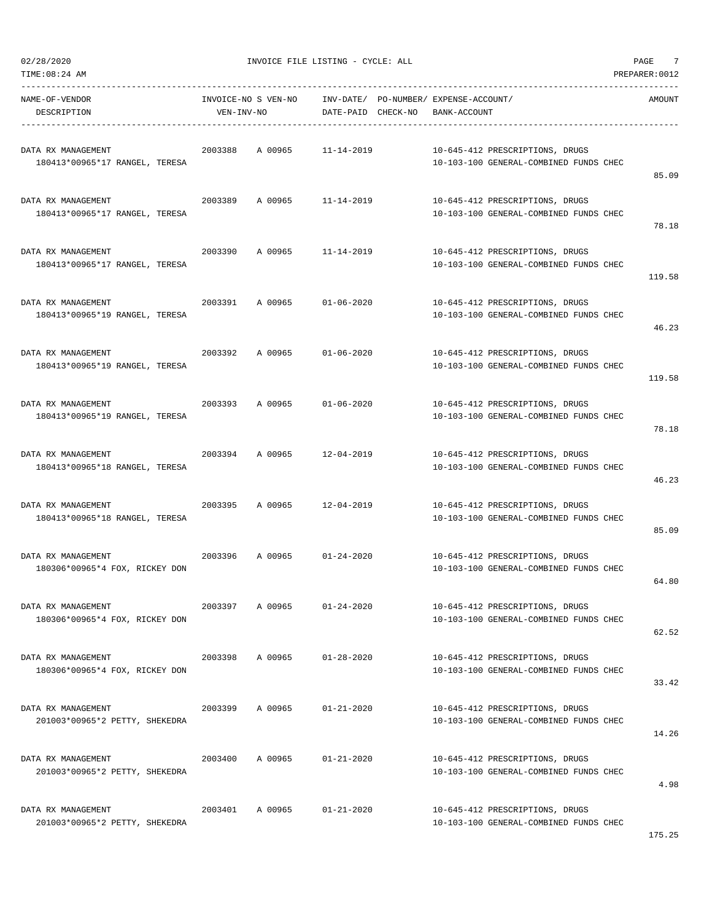02/28/2020 INVOICE FILE LISTING - CYCLE: ALL

TIME:08:24 AM PREPARER:0012

| NAME-OF-VENDOR / DESCRIPTION | INVOICE-NO | S VEN-NO / VEN-INV-NO | INV-DATE/ DATE-PAID | PO-NUMBER/ CHECK-NO | EXPENSE-ACCOUNT/ BANK-ACCOUNT | AMOUNT |
|---|---|---|---|---|---|---|
| DATA RX MANAGEMENT<br>180413*00965*17 RANGEL, TERESA | 2003388 | A 00965 | 11-14-2019 | | 10-645-412 PRESCRIPTIONS, DRUGS<br>10-103-100 GENERAL-COMBINED FUNDS CHEC | 85.09 |
| DATA RX MANAGEMENT<br>180413*00965*17 RANGEL, TERESA | 2003389 | A 00965 | 11-14-2019 | | 10-645-412 PRESCRIPTIONS, DRUGS<br>10-103-100 GENERAL-COMBINED FUNDS CHEC | 78.18 |
| DATA RX MANAGEMENT<br>180413*00965*17 RANGEL, TERESA | 2003390 | A 00965 | 11-14-2019 | | 10-645-412 PRESCRIPTIONS, DRUGS<br>10-103-100 GENERAL-COMBINED FUNDS CHEC | 119.58 |
| DATA RX MANAGEMENT<br>180413*00965*19 RANGEL, TERESA | 2003391 | A 00965 | 01-06-2020 | | 10-645-412 PRESCRIPTIONS, DRUGS<br>10-103-100 GENERAL-COMBINED FUNDS CHEC | 46.23 |
| DATA RX MANAGEMENT<br>180413*00965*19 RANGEL, TERESA | 2003392 | A 00965 | 01-06-2020 | | 10-645-412 PRESCRIPTIONS, DRUGS<br>10-103-100 GENERAL-COMBINED FUNDS CHEC | 119.58 |
| DATA RX MANAGEMENT<br>180413*00965*19 RANGEL, TERESA | 2003393 | A 00965 | 01-06-2020 | | 10-645-412 PRESCRIPTIONS, DRUGS<br>10-103-100 GENERAL-COMBINED FUNDS CHEC | 78.18 |
| DATA RX MANAGEMENT<br>180413*00965*18 RANGEL, TERESA | 2003394 | A 00965 | 12-04-2019 | | 10-645-412 PRESCRIPTIONS, DRUGS<br>10-103-100 GENERAL-COMBINED FUNDS CHEC | 46.23 |
| DATA RX MANAGEMENT<br>180413*00965*18 RANGEL, TERESA | 2003395 | A 00965 | 12-04-2019 | | 10-645-412 PRESCRIPTIONS, DRUGS<br>10-103-100 GENERAL-COMBINED FUNDS CHEC | 85.09 |
| DATA RX MANAGEMENT<br>180306*00965*4 FOX, RICKEY DON | 2003396 | A 00965 | 01-24-2020 | | 10-645-412 PRESCRIPTIONS, DRUGS<br>10-103-100 GENERAL-COMBINED FUNDS CHEC | 64.80 |
| DATA RX MANAGEMENT<br>180306*00965*4 FOX, RICKEY DON | 2003397 | A 00965 | 01-24-2020 | | 10-645-412 PRESCRIPTIONS, DRUGS<br>10-103-100 GENERAL-COMBINED FUNDS CHEC | 62.52 |
| DATA RX MANAGEMENT<br>180306*00965*4 FOX, RICKEY DON | 2003398 | A 00965 | 01-28-2020 | | 10-645-412 PRESCRIPTIONS, DRUGS<br>10-103-100 GENERAL-COMBINED FUNDS CHEC | 33.42 |
| DATA RX MANAGEMENT<br>201003*00965*2 PETTY, SHEKEDRA | 2003399 | A 00965 | 01-21-2020 | | 10-645-412 PRESCRIPTIONS, DRUGS<br>10-103-100 GENERAL-COMBINED FUNDS CHEC | 14.26 |
| DATA RX MANAGEMENT<br>201003*00965*2 PETTY, SHEKEDRA | 2003400 | A 00965 | 01-21-2020 | | 10-645-412 PRESCRIPTIONS, DRUGS<br>10-103-100 GENERAL-COMBINED FUNDS CHEC | 4.98 |
| DATA RX MANAGEMENT<br>201003*00965*2 PETTY, SHEKEDRA | 2003401 | A 00965 | 01-21-2020 | | 10-645-412 PRESCRIPTIONS, DRUGS<br>10-103-100 GENERAL-COMBINED FUNDS CHEC | 175.25 |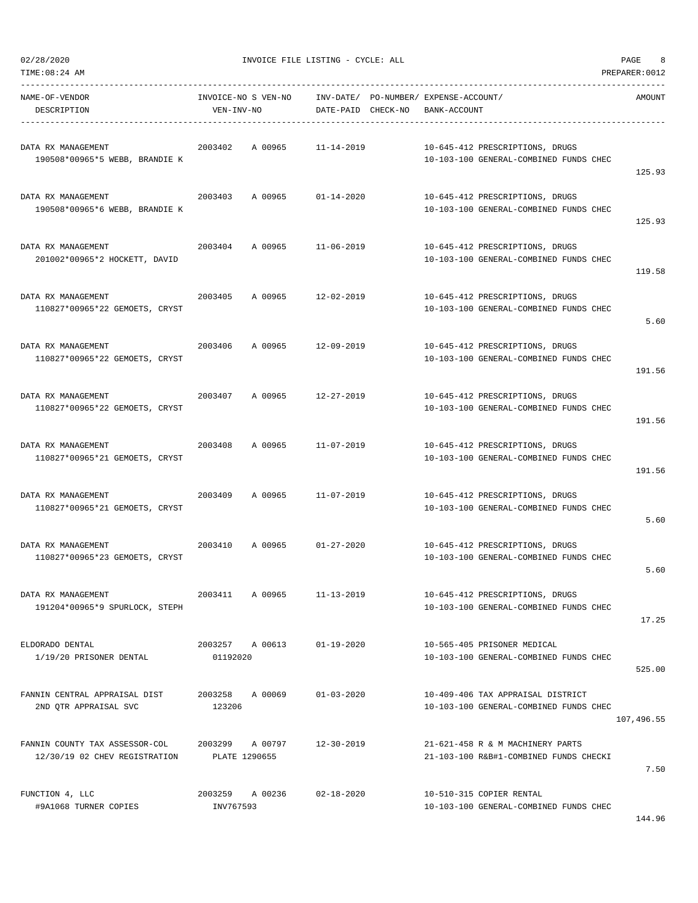02/28/2020 INVOICE FILE LISTING - CYCLE: ALL
TIME:08:24 AM PREPARER:0012

| NAME-OF-VENDOR / DESCRIPTION | INVOICE-NO S VEN-NO / VEN-INV-NO | INV-DATE/ DATE-PAID | PO-NUMBER/ CHECK-NO | EXPENSE-ACCOUNT/ BANK-ACCOUNT | AMOUNT |
|---|---|---|---|---|---|
| DATA RX MANAGEMENT<br>190508*00965*5 WEBB, BRANDIE K | 2003402 A 00965 | 11-14-2019 | | 10-645-412 PRESCRIPTIONS, DRUGS<br>10-103-100 GENERAL-COMBINED FUNDS CHEC | 125.93 |
| DATA RX MANAGEMENT<br>190508*00965*6 WEBB, BRANDIE K | 2003403 A 00965 | 01-14-2020 | | 10-645-412 PRESCRIPTIONS, DRUGS<br>10-103-100 GENERAL-COMBINED FUNDS CHEC | 125.93 |
| DATA RX MANAGEMENT<br>201002*00965*2 HOCKETT, DAVID | 2003404 A 00965 | 11-06-2019 | | 10-645-412 PRESCRIPTIONS, DRUGS<br>10-103-100 GENERAL-COMBINED FUNDS CHEC | 119.58 |
| DATA RX MANAGEMENT<br>110827*00965*22 GEMOETS, CRYST | 2003405 A 00965 | 12-02-2019 | | 10-645-412 PRESCRIPTIONS, DRUGS<br>10-103-100 GENERAL-COMBINED FUNDS CHEC | 5.60 |
| DATA RX MANAGEMENT<br>110827*00965*22 GEMOETS, CRYST | 2003406 A 00965 | 12-09-2019 | | 10-645-412 PRESCRIPTIONS, DRUGS<br>10-103-100 GENERAL-COMBINED FUNDS CHEC | 191.56 |
| DATA RX MANAGEMENT<br>110827*00965*22 GEMOETS, CRYST | 2003407 A 00965 | 12-27-2019 | | 10-645-412 PRESCRIPTIONS, DRUGS<br>10-103-100 GENERAL-COMBINED FUNDS CHEC | 191.56 |
| DATA RX MANAGEMENT<br>110827*00965*21 GEMOETS, CRYST | 2003408 A 00965 | 11-07-2019 | | 10-645-412 PRESCRIPTIONS, DRUGS<br>10-103-100 GENERAL-COMBINED FUNDS CHEC | 191.56 |
| DATA RX MANAGEMENT<br>110827*00965*21 GEMOETS, CRYST | 2003409 A 00965 | 11-07-2019 | | 10-645-412 PRESCRIPTIONS, DRUGS<br>10-103-100 GENERAL-COMBINED FUNDS CHEC | 5.60 |
| DATA RX MANAGEMENT<br>110827*00965*23 GEMOETS, CRYST | 2003410 A 00965 | 01-27-2020 | | 10-645-412 PRESCRIPTIONS, DRUGS<br>10-103-100 GENERAL-COMBINED FUNDS CHEC | 5.60 |
| DATA RX MANAGEMENT<br>191204*00965*9 SPURLOCK, STEPH | 2003411 A 00965 | 11-13-2019 | | 10-645-412 PRESCRIPTIONS, DRUGS<br>10-103-100 GENERAL-COMBINED FUNDS CHEC | 17.25 |
| ELDORADO DENTAL<br>1/19/20 PRISONER DENTAL | 2003257 A 00613<br>01192020 | 01-19-2020 | | 10-565-405 PRISONER MEDICAL<br>10-103-100 GENERAL-COMBINED FUNDS CHEC | 525.00 |
| FANNIN CENTRAL APPRAISAL DIST<br>2ND QTR APPRAISAL SVC | 2003258 A 00069<br>123206 | 01-03-2020 | | 10-409-406 TAX APPRAISAL DISTRICT<br>10-103-100 GENERAL-COMBINED FUNDS CHEC | 107,496.55 |
| FANNIN COUNTY TAX ASSESSOR-COL<br>12/30/19 02 CHEV REGISTRATION | 2003299 A 00797<br>PLATE 1290655 | 12-30-2019 | | 21-621-458 R & M MACHINERY PARTS<br>21-103-100 R&B#1-COMBINED FUNDS CHECKI | 7.50 |
| FUNCTION 4, LLC<br>#9A1068 TURNER COPIES | 2003259 A 00236<br>INV767593 | 02-18-2020 | | 10-510-315 COPIER RENTAL<br>10-103-100 GENERAL-COMBINED FUNDS CHEC | 144.96 |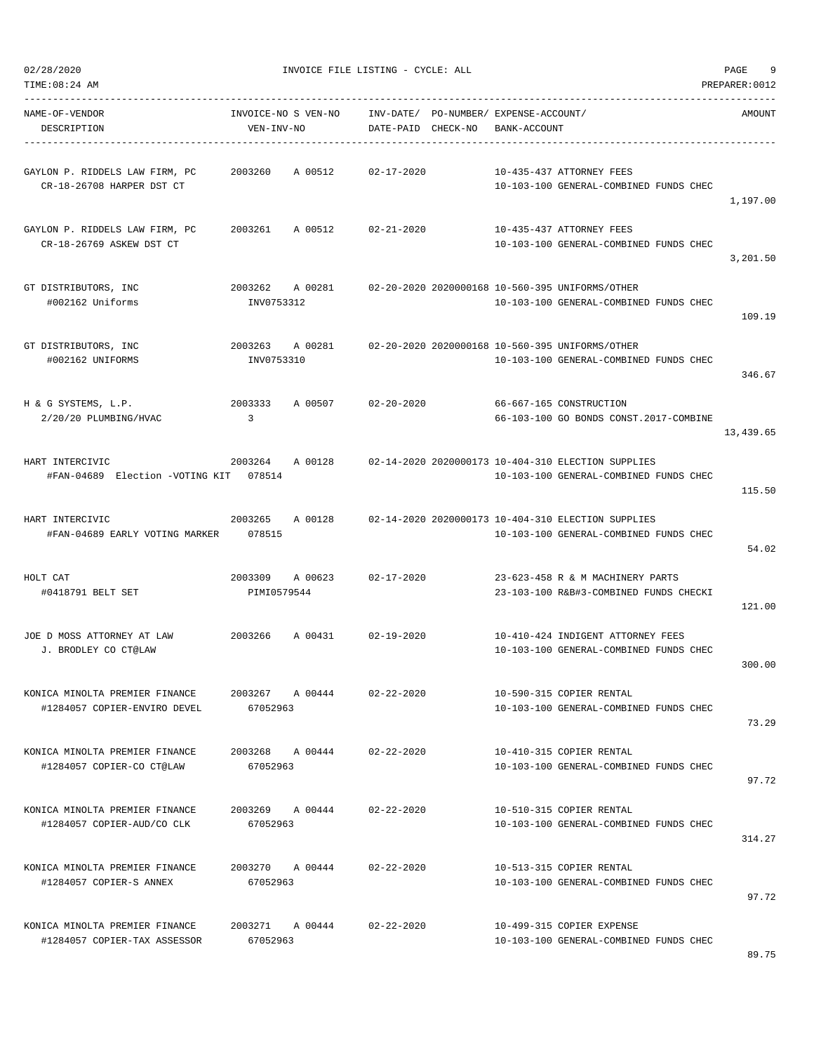02/28/2020 INVOICE FILE LISTING - CYCLE: ALL

TIME:08:24 AM PREPARER:0012

| NAME-OF-VENDOR / DESCRIPTION | INVOICE-NO S VEN-NO / VEN-INV-NO | INV-DATE/ DATE-PAID | PO-NUMBER/ CHECK-NO | EXPENSE-ACCOUNT/ BANK-ACCOUNT | AMOUNT |
|---|---|---|---|---|---|
| GAYLON P. RIDDELS LAW FIRM, PC<br>CR-18-26708 HARPER DST CT | 2003260 A 00512 | 02-17-2020 | | 10-435-437 ATTORNEY FEES<br>10-103-100 GENERAL-COMBINED FUNDS CHEC | 1,197.00 |
| GAYLON P. RIDDELS LAW FIRM, PC<br>CR-18-26769 ASKEW DST CT | 2003261 A 00512 | 02-21-2020 | | 10-435-437 ATTORNEY FEES<br>10-103-100 GENERAL-COMBINED FUNDS CHEC | 3,201.50 |
| GT DISTRIBUTORS, INC<br>#002162 Uniforms | 2003262 A 00281<br>INV0753312 | 02-20-2020 | 2020000168 | 10-560-395 UNIFORMS/OTHER<br>10-103-100 GENERAL-COMBINED FUNDS CHEC | 109.19 |
| GT DISTRIBUTORS, INC<br>#002162 UNIFORMS | 2003263 A 00281<br>INV0753310 | 02-20-2020 | 2020000168 | 10-560-395 UNIFORMS/OTHER<br>10-103-100 GENERAL-COMBINED FUNDS CHEC | 346.67 |
| H & G SYSTEMS, L.P.<br>2/20/20 PLUMBING/HVAC | 2003333 A 00507<br>3 | 02-20-2020 | | 66-667-165 CONSTRUCTION<br>66-103-100 GO BONDS CONST.2017-COMBINE | 13,439.65 |
| HART INTERCIVIC<br>#FAN-04689 Election -VOTING KIT | 2003264 A 00128<br>078514 | 02-14-2020 | 2020000173 | 10-404-310 ELECTION SUPPLIES<br>10-103-100 GENERAL-COMBINED FUNDS CHEC | 115.50 |
| HART INTERCIVIC<br>#FAN-04689 EARLY VOTING MARKER | 2003265 A 00128<br>078515 | 02-14-2020 | 2020000173 | 10-404-310 ELECTION SUPPLIES<br>10-103-100 GENERAL-COMBINED FUNDS CHEC | 54.02 |
| HOLT CAT<br>#0418791 BELT SET | 2003309 A 00623<br>PIMI0579544 | 02-17-2020 | | 23-623-458 R & M MACHINERY PARTS<br>23-103-100 R&B#3-COMBINED FUNDS CHECKI | 121.00 |
| JOE D MOSS ATTORNEY AT LAW<br>J. BRODLEY CO CT@LAW | 2003266 A 00431 | 02-19-2020 | | 10-410-424 INDIGENT ATTORNEY FEES<br>10-103-100 GENERAL-COMBINED FUNDS CHEC | 300.00 |
| KONICA MINOLTA PREMIER FINANCE<br>#1284057 COPIER-ENVIRO DEVEL | 2003267 A 00444<br>67052963 | 02-22-2020 | | 10-590-315 COPIER RENTAL<br>10-103-100 GENERAL-COMBINED FUNDS CHEC | 73.29 |
| KONICA MINOLTA PREMIER FINANCE<br>#1284057 COPIER-CO CT@LAW | 2003268 A 00444<br>67052963 | 02-22-2020 | | 10-410-315 COPIER RENTAL<br>10-103-100 GENERAL-COMBINED FUNDS CHEC | 97.72 |
| KONICA MINOLTA PREMIER FINANCE<br>#1284057 COPIER-AUD/CO CLK | 2003269 A 00444<br>67052963 | 02-22-2020 | | 10-510-315 COPIER RENTAL<br>10-103-100 GENERAL-COMBINED FUNDS CHEC | 314.27 |
| KONICA MINOLTA PREMIER FINANCE<br>#1284057 COPIER-S ANNEX | 2003270 A 00444<br>67052963 | 02-22-2020 | | 10-513-315 COPIER RENTAL<br>10-103-100 GENERAL-COMBINED FUNDS CHEC | 97.72 |
| KONICA MINOLTA PREMIER FINANCE<br>#1284057 COPIER-TAX ASSESSOR | 2003271 A 00444<br>67052963 | 02-22-2020 | | 10-499-315 COPIER EXPENSE<br>10-103-100 GENERAL-COMBINED FUNDS CHEC | 89.75 |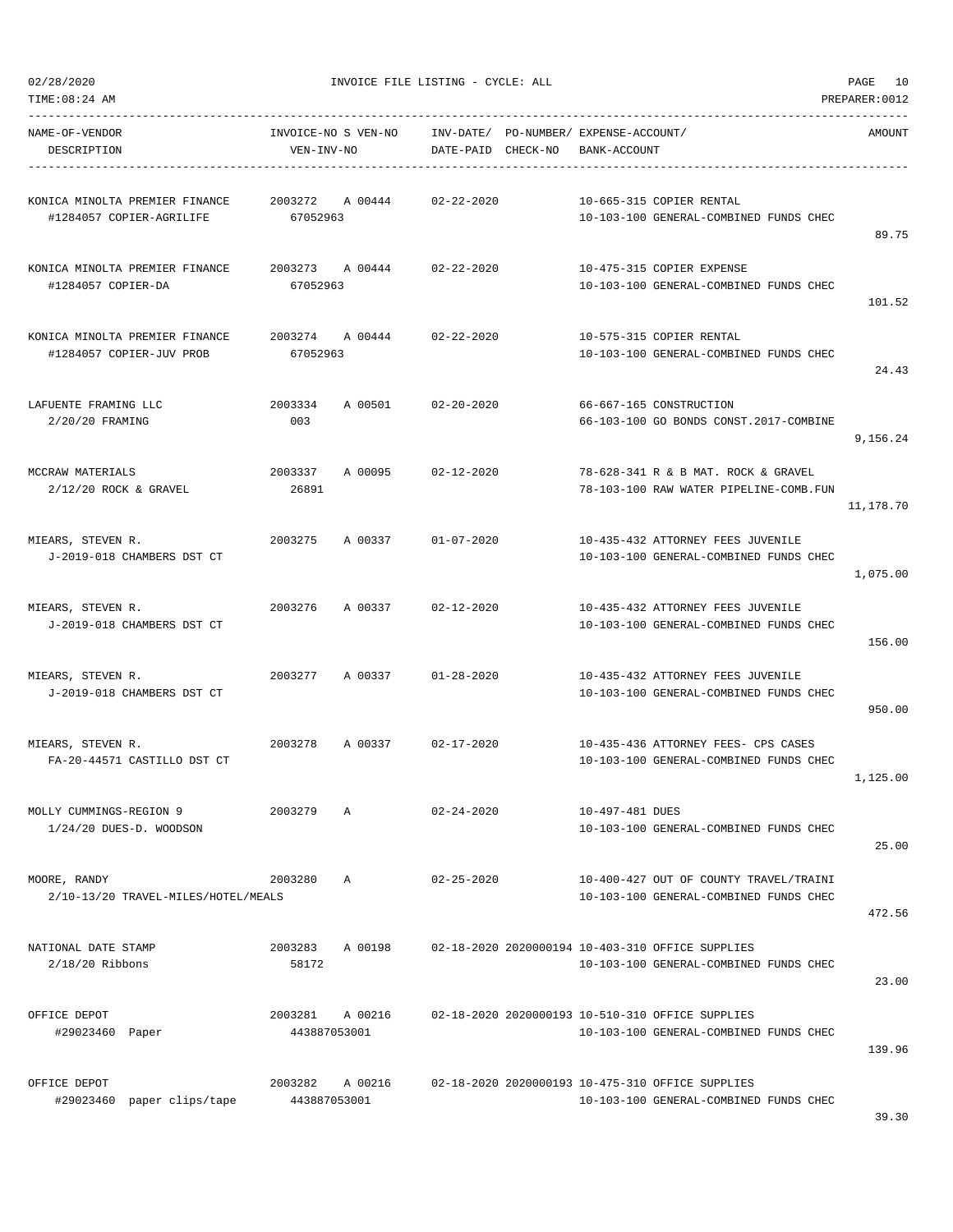02/28/2020 INVOICE FILE LISTING - CYCLE: ALL
TIME:08:24 AM PREPARER:0012

| NAME-OF-VENDOR / DESCRIPTION | INVOICE-NO S VEN-NO / VEN-INV-NO | INV-DATE/ DATE-PAID | PO-NUMBER/ CHECK-NO | EXPENSE-ACCOUNT/ BANK-ACCOUNT | AMOUNT |
|---|---|---|---|---|---|
| KONICA MINOLTA PREMIER FINANCE<br>#1284057 COPIER-AGRILIFE | 2003272 A 00444<br>67052963 | 02-22-2020 | | 10-665-315 COPIER RENTAL<br>10-103-100 GENERAL-COMBINED FUNDS CHEC | 89.75 |
| KONICA MINOLTA PREMIER FINANCE<br>#1284057 COPIER-DA | 2003273 A 00444<br>67052963 | 02-22-2020 | | 10-475-315 COPIER EXPENSE<br>10-103-100 GENERAL-COMBINED FUNDS CHEC | 101.52 |
| KONICA MINOLTA PREMIER FINANCE<br>#1284057 COPIER-JUV PROB | 2003274 A 00444<br>67052963 | 02-22-2020 | | 10-575-315 COPIER RENTAL<br>10-103-100 GENERAL-COMBINED FUNDS CHEC | 24.43 |
| LAFUENTE FRAMING LLC<br>2/20/20 FRAMING | 2003334 A 00501<br>003 | 02-20-2020 | | 66-667-165 CONSTRUCTION<br>66-103-100 GO BONDS CONST.2017-COMBINE | 9,156.24 |
| MCCRAW MATERIALS<br>2/12/20 ROCK & GRAVEL | 2003337 A 00095<br>26891 | 02-12-2020 | | 78-628-341 R & B MAT. ROCK & GRAVEL<br>78-103-100 RAW WATER PIPELINE-COMB.FUN | 11,178.70 |
| MIEARS, STEVEN R.<br>J-2019-018 CHAMBERS DST CT | 2003275 A 00337 | 01-07-2020 | | 10-435-432 ATTORNEY FEES JUVENILE<br>10-103-100 GENERAL-COMBINED FUNDS CHEC | 1,075.00 |
| MIEARS, STEVEN R.<br>J-2019-018 CHAMBERS DST CT | 2003276 A 00337 | 02-12-2020 | | 10-435-432 ATTORNEY FEES JUVENILE<br>10-103-100 GENERAL-COMBINED FUNDS CHEC | 156.00 |
| MIEARS, STEVEN R.<br>J-2019-018 CHAMBERS DST CT | 2003277 A 00337 | 01-28-2020 | | 10-435-432 ATTORNEY FEES JUVENILE<br>10-103-100 GENERAL-COMBINED FUNDS CHEC | 950.00 |
| MIEARS, STEVEN R.<br>FA-20-44571 CASTILLO DST CT | 2003278 A 00337 | 02-17-2020 | | 10-435-436 ATTORNEY FEES- CPS CASES<br>10-103-100 GENERAL-COMBINED FUNDS CHEC | 1,125.00 |
| MOLLY CUMMINGS-REGION 9<br>1/24/20 DUES-D. WOODSON | 2003279 A | 02-24-2020 | | 10-497-481 DUES<br>10-103-100 GENERAL-COMBINED FUNDS CHEC | 25.00 |
| MOORE, RANDY<br>2/10-13/20 TRAVEL-MILES/HOTEL/MEALS | 2003280 A | 02-25-2020 | | 10-400-427 OUT OF COUNTY TRAVEL/TRAINI<br>10-103-100 GENERAL-COMBINED FUNDS CHEC | 472.56 |
| NATIONAL DATE STAMP<br>2/18/20 Ribbons | 2003283 A 00198<br>58172 | 02-18-2020 | 2020000194 | 10-403-310 OFFICE SUPPLIES<br>10-103-100 GENERAL-COMBINED FUNDS CHEC | 23.00 |
| OFFICE DEPOT<br>#29023460 Paper | 2003281 A 00216<br>443887053001 | 02-18-2020 | 2020000193 | 10-510-310 OFFICE SUPPLIES<br>10-103-100 GENERAL-COMBINED FUNDS CHEC | 139.96 |
| OFFICE DEPOT<br>#29023460 paper clips/tape | 2003282 A 00216<br>443887053001 | 02-18-2020 | 2020000193 | 10-475-310 OFFICE SUPPLIES<br>10-103-100 GENERAL-COMBINED FUNDS CHEC | 39.30 |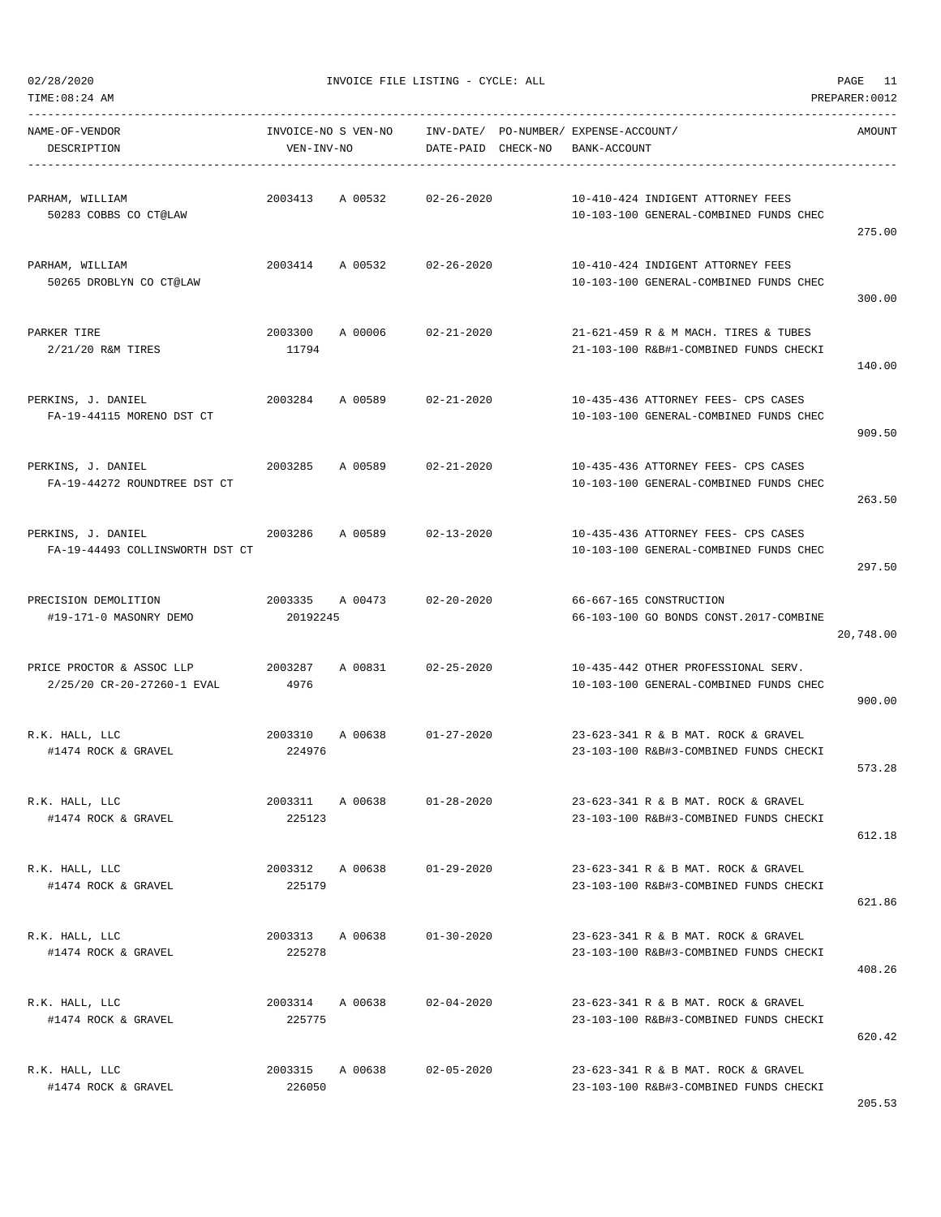INVOICE FILE LISTING - CYCLE: ALL

02/28/2020
TIME:08:24 AM
PREPARER:0012

| NAME-OF-VENDOR / DESCRIPTION | INVOICE-NO S VEN-NO / VEN-INV-NO | INV-DATE/ DATE-PAID | PO-NUMBER/ CHECK-NO | EXPENSE-ACCOUNT/ BANK-ACCOUNT | AMOUNT |
|---|---|---|---|---|---|
| PARHAM, WILLIAM<br>50283 COBBS CO CT@LAW | 2003413 A 00532 | 02-26-2020 | | 10-410-424 INDIGENT ATTORNEY FEES<br>10-103-100 GENERAL-COMBINED FUNDS CHEC | 275.00 |
| PARHAM, WILLIAM<br>50265 DROBLYN CO CT@LAW | 2003414 A 00532 | 02-26-2020 | | 10-410-424 INDIGENT ATTORNEY FEES<br>10-103-100 GENERAL-COMBINED FUNDS CHEC | 300.00 |
| PARKER TIRE<br>2/21/20 R&M TIRES | 2003300 A 00006<br>11794 | 02-21-2020 | | 21-621-459 R & M MACH. TIRES & TUBES<br>21-103-100 R&B#1-COMBINED FUNDS CHECKI | 140.00 |
| PERKINS, J. DANIEL<br>FA-19-44115 MORENO DST CT | 2003284 A 00589 | 02-21-2020 | | 10-435-436 ATTORNEY FEES- CPS CASES<br>10-103-100 GENERAL-COMBINED FUNDS CHEC | 909.50 |
| PERKINS, J. DANIEL<br>FA-19-44272 ROUNDTREE DST CT | 2003285 A 00589 | 02-21-2020 | | 10-435-436 ATTORNEY FEES- CPS CASES<br>10-103-100 GENERAL-COMBINED FUNDS CHEC | 263.50 |
| PERKINS, J. DANIEL<br>FA-19-44493 COLLINSWORTH DST CT | 2003286 A 00589 | 02-13-2020 | | 10-435-436 ATTORNEY FEES- CPS CASES<br>10-103-100 GENERAL-COMBINED FUNDS CHEC | 297.50 |
| PRECISION DEMOLITION<br>#19-171-0 MASONRY DEMO | 2003335 A 00473<br>20192245 | 02-20-2020 | | 66-667-165 CONSTRUCTION<br>66-103-100 GO BONDS CONST.2017-COMBINE | 20,748.00 |
| PRICE PROCTOR & ASSOC LLP<br>2/25/20 CR-20-27260-1 EVAL | 2003287 A 00831<br>4976 | 02-25-2020 | | 10-435-442 OTHER PROFESSIONAL SERV.<br>10-103-100 GENERAL-COMBINED FUNDS CHEC | 900.00 |
| R.K. HALL, LLC<br>#1474 ROCK & GRAVEL | 2003310 A 00638<br>224976 | 01-27-2020 | | 23-623-341 R & B MAT. ROCK & GRAVEL<br>23-103-100 R&B#3-COMBINED FUNDS CHECKI | 573.28 |
| R.K. HALL, LLC<br>#1474 ROCK & GRAVEL | 2003311 A 00638<br>225123 | 01-28-2020 | | 23-623-341 R & B MAT. ROCK & GRAVEL<br>23-103-100 R&B#3-COMBINED FUNDS CHECKI | 612.18 |
| R.K. HALL, LLC<br>#1474 ROCK & GRAVEL | 2003312 A 00638<br>225179 | 01-29-2020 | | 23-623-341 R & B MAT. ROCK & GRAVEL<br>23-103-100 R&B#3-COMBINED FUNDS CHECKI | 621.86 |
| R.K. HALL, LLC<br>#1474 ROCK & GRAVEL | 2003313 A 00638<br>225278 | 01-30-2020 | | 23-623-341 R & B MAT. ROCK & GRAVEL<br>23-103-100 R&B#3-COMBINED FUNDS CHECKI | 408.26 |
| R.K. HALL, LLC<br>#1474 ROCK & GRAVEL | 2003314 A 00638<br>225775 | 02-04-2020 | | 23-623-341 R & B MAT. ROCK & GRAVEL<br>23-103-100 R&B#3-COMBINED FUNDS CHECKI | 620.42 |
| R.K. HALL, LLC<br>#1474 ROCK & GRAVEL | 2003315 A 00638<br>226050 | 02-05-2020 | | 23-623-341 R & B MAT. ROCK & GRAVEL<br>23-103-100 R&B#3-COMBINED FUNDS CHECKI | 205.53 |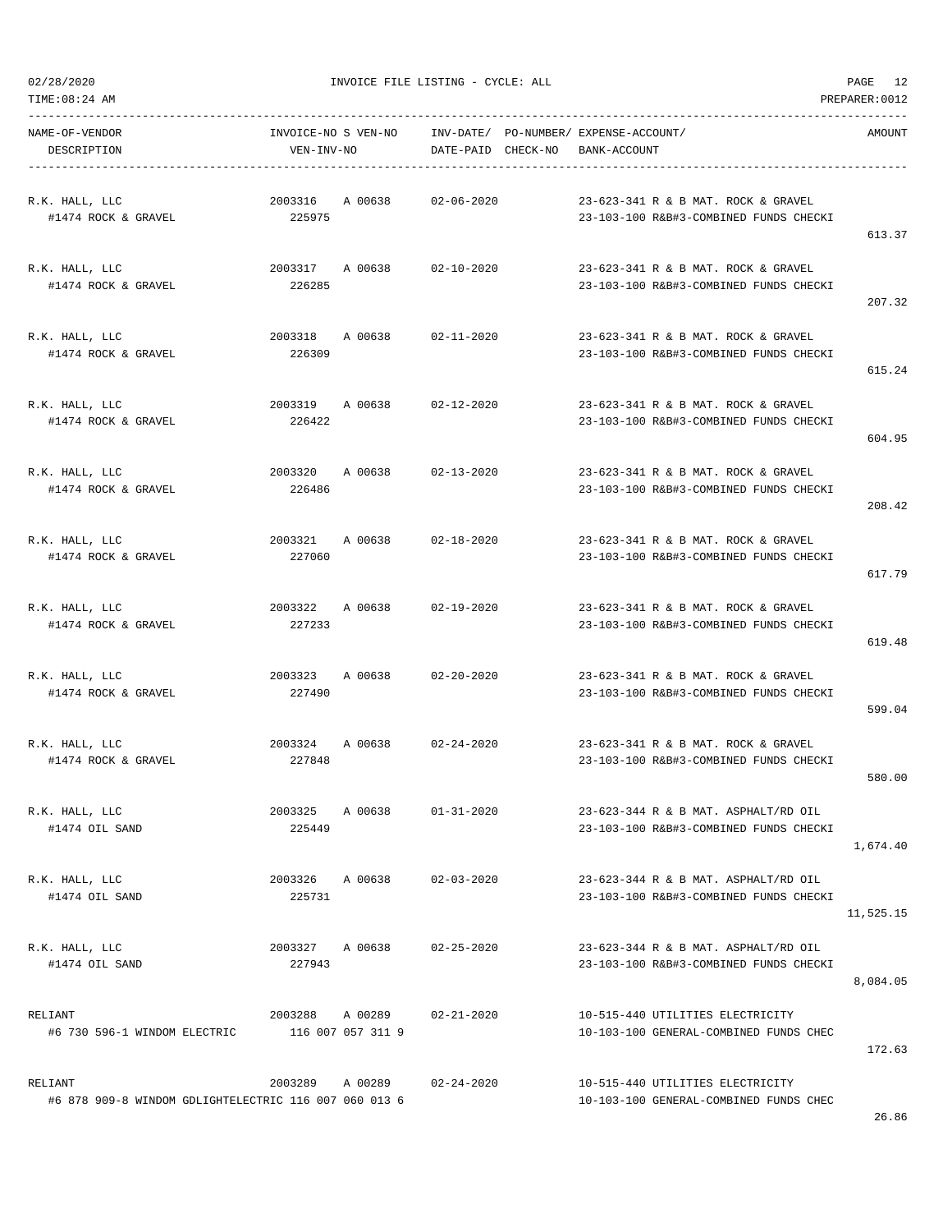INVOICE FILE LISTING - CYCLE: ALL

| NAME-OF-VENDOR / DESCRIPTION | INVOICE-NO / VEN-INV-NO | S | VEN-NO | INV-DATE / DATE-PAID | PO-NUMBER / CHECK-NO | EXPENSE-ACCOUNT / BANK-ACCOUNT | AMOUNT |
|---|---|---|---|---|---|---|---|
| R.K. HALL, LLC<br>#1474 ROCK & GRAVEL | 2003316<br>225975 | A | 00638 | 02-06-2020 | | 23-623-341 R & B MAT. ROCK & GRAVEL<br>23-103-100 R&B#3-COMBINED FUNDS CHECKI | 613.37 |
| R.K. HALL, LLC<br>#1474 ROCK & GRAVEL | 2003317<br>226285 | A | 00638 | 02-10-2020 | | 23-623-341 R & B MAT. ROCK & GRAVEL<br>23-103-100 R&B#3-COMBINED FUNDS CHECKI | 207.32 |
| R.K. HALL, LLC<br>#1474 ROCK & GRAVEL | 2003318<br>226309 | A | 00638 | 02-11-2020 | | 23-623-341 R & B MAT. ROCK & GRAVEL<br>23-103-100 R&B#3-COMBINED FUNDS CHECKI | 615.24 |
| R.K. HALL, LLC<br>#1474 ROCK & GRAVEL | 2003319<br>226422 | A | 00638 | 02-12-2020 | | 23-623-341 R & B MAT. ROCK & GRAVEL<br>23-103-100 R&B#3-COMBINED FUNDS CHECKI | 604.95 |
| R.K. HALL, LLC<br>#1474 ROCK & GRAVEL | 2003320<br>226486 | A | 00638 | 02-13-2020 | | 23-623-341 R & B MAT. ROCK & GRAVEL<br>23-103-100 R&B#3-COMBINED FUNDS CHECKI | 208.42 |
| R.K. HALL, LLC<br>#1474 ROCK & GRAVEL | 2003321<br>227060 | A | 00638 | 02-18-2020 | | 23-623-341 R & B MAT. ROCK & GRAVEL<br>23-103-100 R&B#3-COMBINED FUNDS CHECKI | 617.79 |
| R.K. HALL, LLC<br>#1474 ROCK & GRAVEL | 2003322<br>227233 | A | 00638 | 02-19-2020 | | 23-623-341 R & B MAT. ROCK & GRAVEL<br>23-103-100 R&B#3-COMBINED FUNDS CHECKI | 619.48 |
| R.K. HALL, LLC<br>#1474 ROCK & GRAVEL | 2003323<br>227490 | A | 00638 | 02-20-2020 | | 23-623-341 R & B MAT. ROCK & GRAVEL<br>23-103-100 R&B#3-COMBINED FUNDS CHECKI | 599.04 |
| R.K. HALL, LLC<br>#1474 ROCK & GRAVEL | 2003324<br>227848 | A | 00638 | 02-24-2020 | | 23-623-341 R & B MAT. ROCK & GRAVEL<br>23-103-100 R&B#3-COMBINED FUNDS CHECKI | 580.00 |
| R.K. HALL, LLC<br>#1474 OIL SAND | 2003325<br>225449 | A | 00638 | 01-31-2020 | | 23-623-344 R & B MAT. ASPHALT/RD OIL<br>23-103-100 R&B#3-COMBINED FUNDS CHECKI | 1,674.40 |
| R.K. HALL, LLC<br>#1474 OIL SAND | 2003326<br>225731 | A | 00638 | 02-03-2020 | | 23-623-344 R & B MAT. ASPHALT/RD OIL<br>23-103-100 R&B#3-COMBINED FUNDS CHECKI | 11,525.15 |
| R.K. HALL, LLC<br>#1474 OIL SAND | 2003327<br>227943 | A | 00638 | 02-25-2020 | | 23-623-344 R & B MAT. ASPHALT/RD OIL<br>23-103-100 R&B#3-COMBINED FUNDS CHECKI | 8,084.05 |
| RELIANT<br>#6 730 596-1 WINDOM ELECTRIC | 2003288<br>116 007 057 311 9 | A | 00289 | 02-21-2020 | | 10-515-440 UTILITIES ELECTRICITY<br>10-103-100 GENERAL-COMBINED FUNDS CHEC | 172.63 |
| RELIANT<br>#6 878 909-8 WINDOM GDLIGHTELECTRIC | 2003289<br>116 007 060 013 6 | A | 00289 | 02-24-2020 | | 10-515-440 UTILITIES ELECTRICITY<br>10-103-100 GENERAL-COMBINED FUNDS CHEC | 26.86 |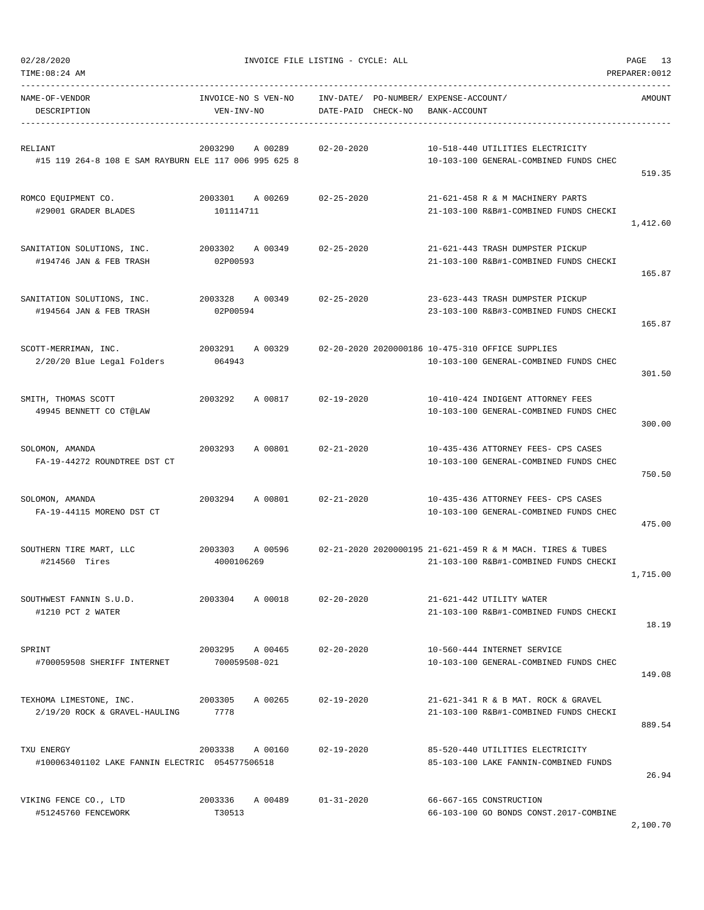02/28/2020 INVOICE FILE LISTING - CYCLE: ALL

TIME:08:24 AM PREPARER:0012

| NAME-OF-VENDOR / DESCRIPTION | INVOICE-NO S VEN-NO / VEN-INV-NO | INV-DATE/ DATE-PAID | PO-NUMBER/ CHECK-NO | EXPENSE-ACCOUNT/ BANK-ACCOUNT | AMOUNT |
|---|---|---|---|---|---|
| RELIANT<br>#15 119 264-8 108 E SAM RAYBURN ELE 117 006 995 625 8 | 2003290 A 00289 | 02-20-2020 | | 10-518-440 UTILITIES ELECTRICITY<br>10-103-100 GENERAL-COMBINED FUNDS CHEC | 519.35 |
| ROMCO EQUIPMENT CO.<br>#29001 GRADER BLADES | 2003301 A 00269<br>101114711 | 02-25-2020 | | 21-621-458 R & M MACHINERY PARTS<br>21-103-100 R&B#1-COMBINED FUNDS CHECKI | 1,412.60 |
| SANITATION SOLUTIONS, INC.<br>#194746 JAN & FEB TRASH | 2003302 A 00349<br>02P00593 | 02-25-2020 | | 21-621-443 TRASH DUMPSTER PICKUP<br>21-103-100 R&B#1-COMBINED FUNDS CHECKI | 165.87 |
| SANITATION SOLUTIONS, INC.<br>#194564 JAN & FEB TRASH | 2003328 A 00349<br>02P00594 | 02-25-2020 | | 23-623-443 TRASH DUMPSTER PICKUP<br>23-103-100 R&B#3-COMBINED FUNDS CHECKI | 165.87 |
| SCOTT-MERRIMAN, INC.<br>2/20/20 Blue Legal Folders | 2003291 A 00329<br>064943 | 02-20-2020 | 2020000186 | 10-475-310 OFFICE SUPPLIES<br>10-103-100 GENERAL-COMBINED FUNDS CHEC | 301.50 |
| SMITH, THOMAS SCOTT<br>49945 BENNETT CO CT@LAW | 2003292 A 00817 | 02-19-2020 | | 10-410-424 INDIGENT ATTORNEY FEES<br>10-103-100 GENERAL-COMBINED FUNDS CHEC | 300.00 |
| SOLOMON, AMANDA<br>FA-19-44272 ROUNDTREE DST CT | 2003293 A 00801 | 02-21-2020 | | 10-435-436 ATTORNEY FEES- CPS CASES<br>10-103-100 GENERAL-COMBINED FUNDS CHEC | 750.50 |
| SOLOMON, AMANDA<br>FA-19-44115 MORENO DST CT | 2003294 A 00801 | 02-21-2020 | | 10-435-436 ATTORNEY FEES- CPS CASES<br>10-103-100 GENERAL-COMBINED FUNDS CHEC | 475.00 |
| SOUTHERN TIRE MART, LLC<br>#214560 Tires | 2003303 A 00596<br>4000106269 | 02-21-2020 | 2020000195 | 21-621-459 R & M MACH. TIRES & TUBES<br>21-103-100 R&B#1-COMBINED FUNDS CHECKI | 1,715.00 |
| SOUTHWEST FANNIN S.U.D.<br>#1210 PCT 2 WATER | 2003304 A 00018 | 02-20-2020 | | 21-621-442 UTILITY WATER<br>21-103-100 R&B#1-COMBINED FUNDS CHECKI | 18.19 |
| SPRINT<br>#700059508 SHERIFF INTERNET | 2003295 A 00465<br>700059508-021 | 02-20-2020 | | 10-560-444 INTERNET SERVICE<br>10-103-100 GENERAL-COMBINED FUNDS CHEC | 149.08 |
| TEXHOMA LIMESTONE, INC.<br>2/19/20 ROCK & GRAVEL-HAULING | 2003305 A 00265<br>7778 | 02-19-2020 | | 21-621-341 R & B MAT. ROCK & GRAVEL<br>21-103-100 R&B#1-COMBINED FUNDS CHECKI | 889.54 |
| TXU ENERGY<br>#100063401102 LAKE FANNIN ELECTRIC 054577506518 | 2003338 A 00160 | 02-19-2020 | | 85-520-440 UTILITIES ELECTRICITY<br>85-103-100 LAKE FANNIN-COMBINED FUNDS | 26.94 |
| VIKING FENCE CO., LTD<br>#51245760 FENCEWORK | 2003336 A 00489<br>T30513 | 01-31-2020 | | 66-667-165 CONSTRUCTION<br>66-103-100 GO BONDS CONST.2017-COMBINE | 2,100.70 |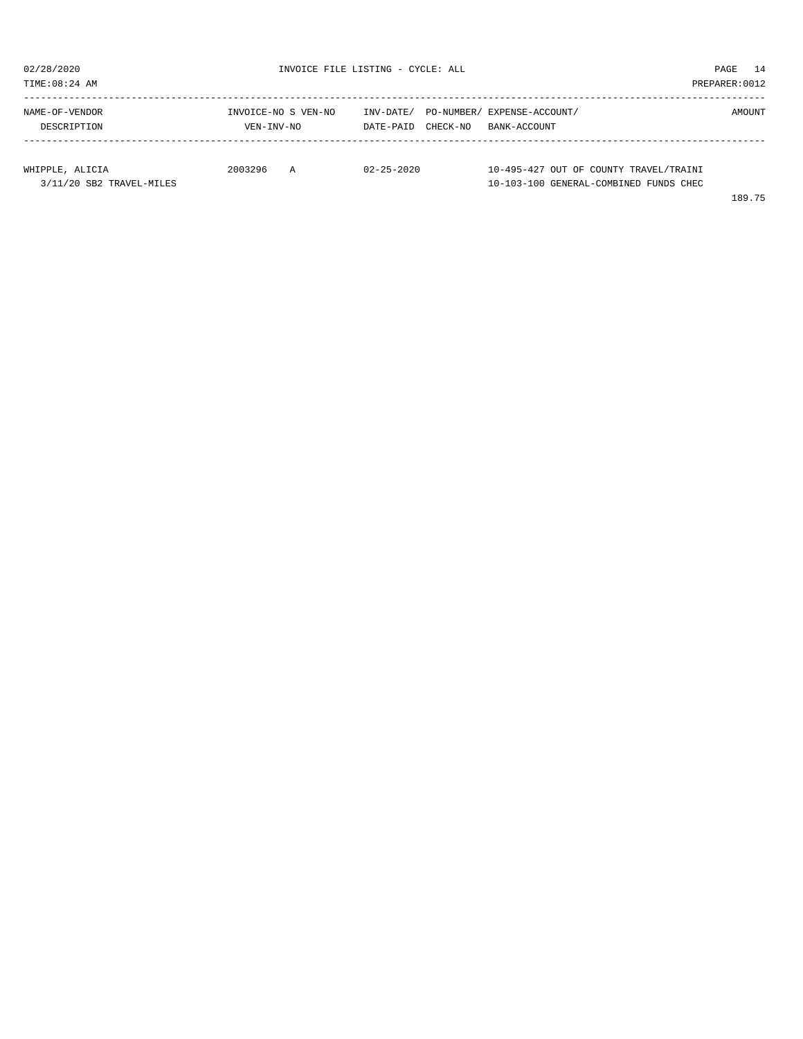INVOICE FILE LISTING - CYCLE: ALL

02/28/2020
TIME:08:24 AM
PREPARER:0012

| NAME-OF-VENDOR / DESCRIPTION | INVOICE-NO / VEN-INV-NO | S | VEN-NO | INV-DATE/ DATE-PAID | PO-NUMBER/ CHECK-NO | EXPENSE-ACCOUNT/ BANK-ACCOUNT | AMOUNT |
|---|---|---|---|---|---|---|---|
| WHIPPLE, ALICIA | 2003296 | A | | 02-25-2020 | | 10-495-427 OUT OF COUNTY TRAVEL/TRAINI | |
| 3/11/20 SB2 TRAVEL-MILES | | | | | | 10-103-100 GENERAL-COMBINED FUNDS CHEC | |
| | | | | | | | 189.75 |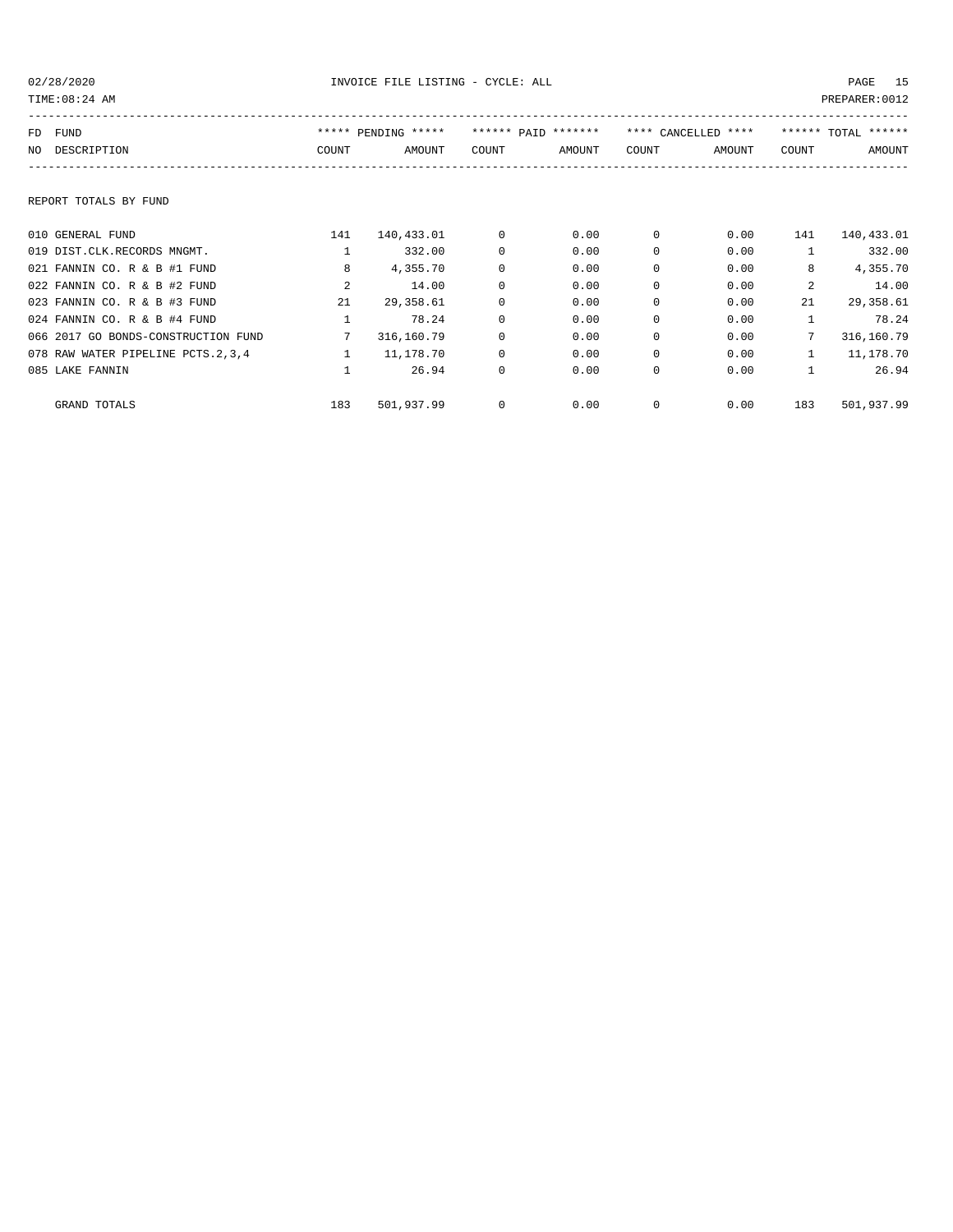## REPORT TOTALS BY FUND

| FD NO | FUND DESCRIPTION | ***** PENDING ***** COUNT | AMOUNT | ****** PAID ******* COUNT | AMOUNT | **** CANCELLED **** COUNT | AMOUNT | ****** TOTAL ****** COUNT | AMOUNT |
|---|---|---|---|---|---|---|---|---|---|
| 010 | GENERAL FUND | 141 | 140,433.01 | 0 | 0.00 | 0 | 0.00 | 141 | 140,433.01 |
| 019 | DIST.CLK.RECORDS MNGMT. | 1 | 332.00 | 0 | 0.00 | 0 | 0.00 | 1 | 332.00 |
| 021 | FANNIN CO. R & B #1 FUND | 8 | 4,355.70 | 0 | 0.00 | 0 | 0.00 | 8 | 4,355.70 |
| 022 | FANNIN CO. R & B #2 FUND | 2 | 14.00 | 0 | 0.00 | 0 | 0.00 | 2 | 14.00 |
| 023 | FANNIN CO. R & B #3 FUND | 21 | 29,358.61 | 0 | 0.00 | 0 | 0.00 | 21 | 29,358.61 |
| 024 | FANNIN CO. R & B #4 FUND | 1 | 78.24 | 0 | 0.00 | 0 | 0.00 | 1 | 78.24 |
| 066 | 2017 GO BONDS-CONSTRUCTION FUND | 7 | 316,160.79 | 0 | 0.00 | 0 | 0.00 | 7 | 316,160.79 |
| 078 | RAW WATER PIPELINE PCTS.2,3,4 | 1 | 11,178.70 | 0 | 0.00 | 0 | 0.00 | 1 | 11,178.70 |
| 085 | LAKE FANNIN | 1 | 26.94 | 0 | 0.00 | 0 | 0.00 | 1 | 26.94 |
| | GRAND TOTALS | 183 | 501,937.99 | 0 | 0.00 | 0 | 0.00 | 183 | 501,937.99 |